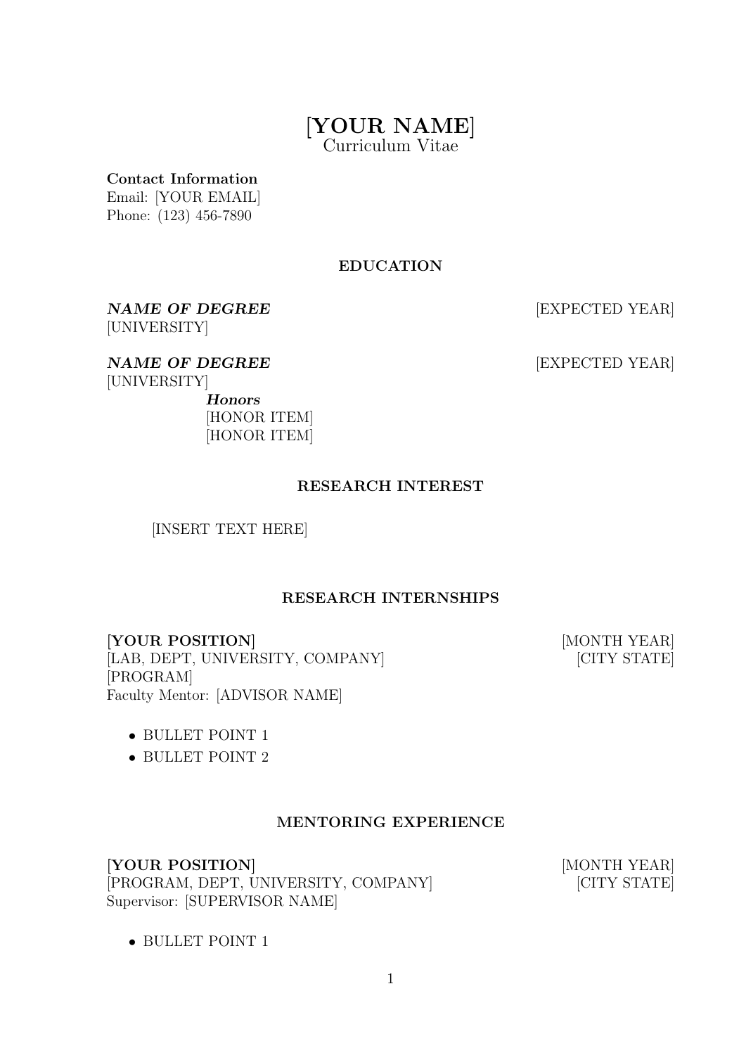# [YOUR NAME]

Curriculum Vitae

**Contact Information**
Email: [YOUR EMAIL]
Phone: (123) 456-7890

## EDUCATION

***NAME OF DEGREE*** [EXPECTED YEAR]
[UNIVERSITY]

***NAME OF DEGREE*** [EXPECTED YEAR]
[UNIVERSITY]

***Honors***
[HONOR ITEM]
[HONOR ITEM]

## RESEARCH INTEREST

[INSERT TEXT HERE]

## RESEARCH INTERNSHIPS

**[YOUR POSITION]** [MONTH YEAR]
[LAB, DEPT, UNIVERSITY, COMPANY] [CITY STATE]
[PROGRAM]
Faculty Mentor: [ADVISOR NAME]

- BULLET POINT 1
- BULLET POINT 2

## MENTORING EXPERIENCE

**[YOUR POSITION]** [MONTH YEAR]
[PROGRAM, DEPT, UNIVERSITY, COMPANY] [CITY STATE]
Supervisor: [SUPERVISOR NAME]

- BULLET POINT 1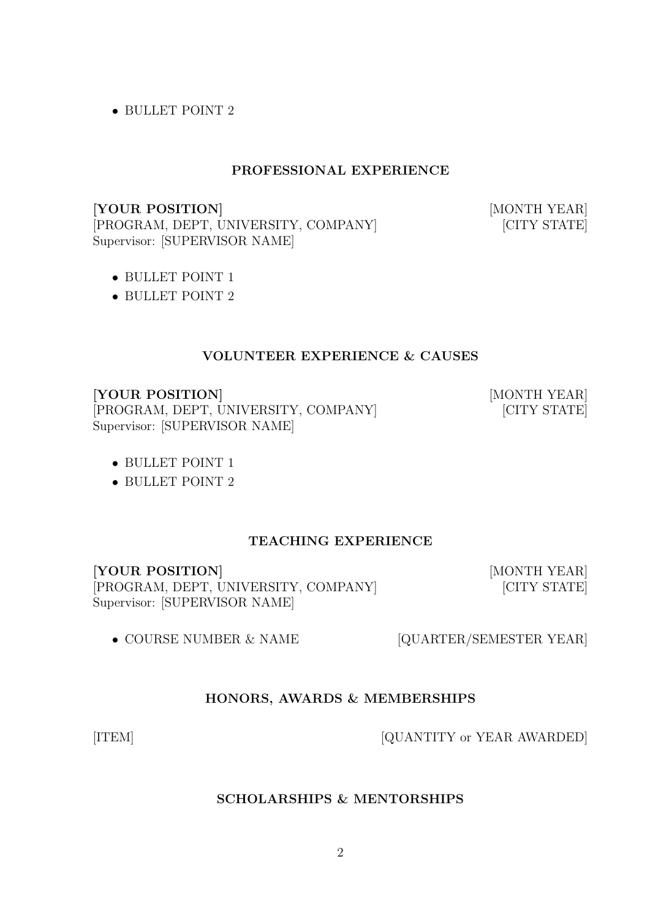- BULLET POINT 2

## PROFESSIONAL EXPERIENCE

**[YOUR POSITION]** [MONTH YEAR]
[PROGRAM, DEPT, UNIVERSITY, COMPANY] [CITY STATE]
Supervisor: [SUPERVISOR NAME]

- BULLET POINT 1
- BULLET POINT 2

## VOLUNTEER EXPERIENCE & CAUSES

**[YOUR POSITION]** [MONTH YEAR]
[PROGRAM, DEPT, UNIVERSITY, COMPANY] [CITY STATE]
Supervisor: [SUPERVISOR NAME]

- BULLET POINT 1
- BULLET POINT 2

## TEACHING EXPERIENCE

**[YOUR POSITION]** [MONTH YEAR]
[PROGRAM, DEPT, UNIVERSITY, COMPANY] [CITY STATE]
Supervisor: [SUPERVISOR NAME]

- COURSE NUMBER & NAME [QUARTER/SEMESTER YEAR]

## HONORS, AWARDS & MEMBERSHIPS

[ITEM] [QUANTITY or YEAR AWARDED]

## SCHOLARSHIPS & MENTORSHIPS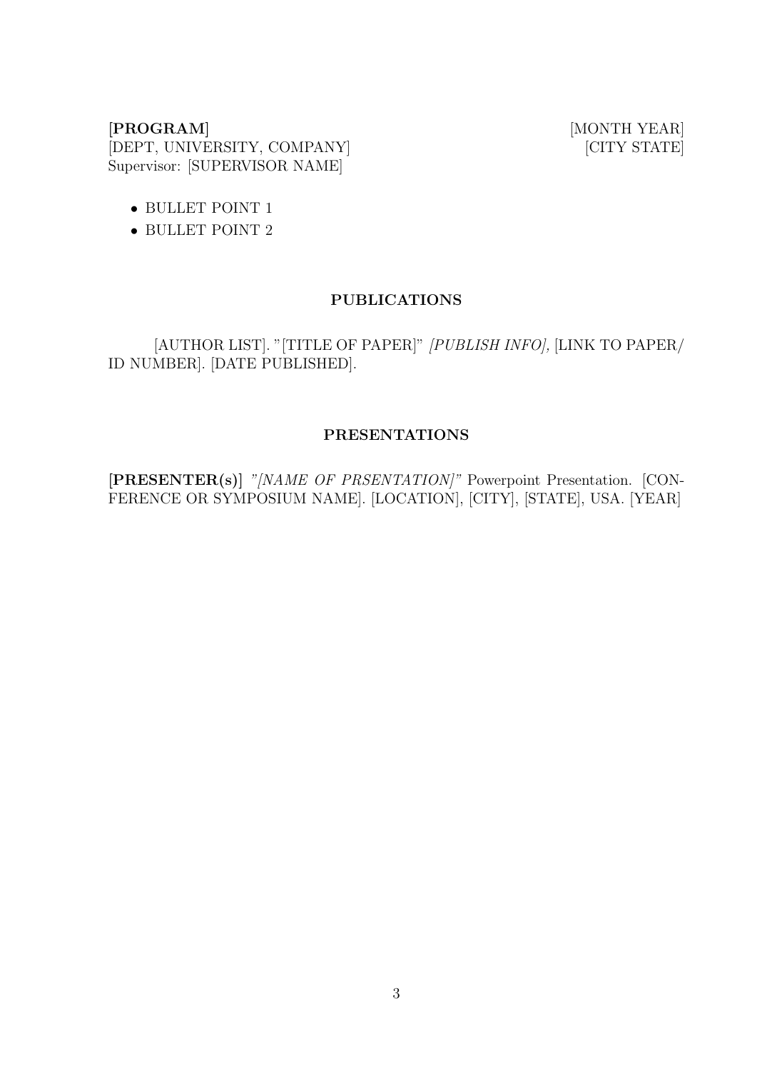**[PROGRAM]** [MONTH YEAR]
[DEPT, UNIVERSITY, COMPANY] [CITY STATE]
Supervisor: [SUPERVISOR NAME]

- BULLET POINT 1
- BULLET POINT 2

## PUBLICATIONS

[AUTHOR LIST]. "[TITLE OF PAPER]" *[PUBLISH INFO],* [LINK TO PAPER/ ID NUMBER]. [DATE PUBLISHED].

## PRESENTATIONS

**[PRESENTER(s)]** *"[NAME OF PRSENTATION]"* Powerpoint Presentation. [CONFERENCE OR SYMPOSIUM NAME]. [LOCATION], [CITY], [STATE], USA. [YEAR]